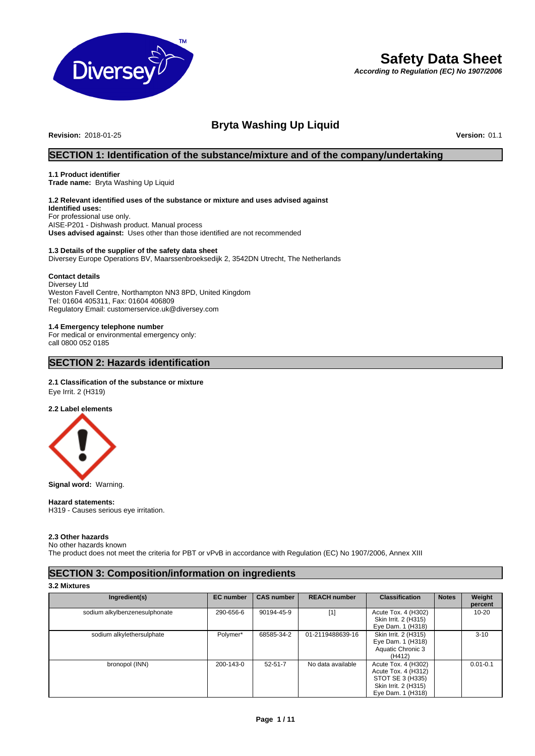# Safety Data Sheet

***According to Regulation (EC) No 1907/2006***

## Bryta Washing Up Liquid

**Revision:** 2018-01-25 **Version:** 01.1

## SECTION 1: Identification of the substance/mixture and of the company/undertaking

### 1.1 Product identifier

**Trade name:** Bryta Washing Up Liquid

### 1.2 Relevant identified uses of the substance or mixture and uses advised against

**Identified uses:**
For professional use only.
AISE-P201 - Dishwash product. Manual process
**Uses advised against:** Uses other than those identified are not recommended

### 1.3 Details of the supplier of the safety data sheet

Diversey Europe Operations BV, Maarssenbroeksedijk 2, 3542DN Utrecht, The Netherlands

**Contact details**
Diversey Ltd
Weston Favell Centre, Northampton NN3 8PD, United Kingdom
Tel: 01604 405311, Fax: 01604 406809
Regulatory Email: customerservice.uk@diversey.com

### 1.4 Emergency telephone number

For medical or environmental emergency only:
call 0800 052 0185

## SECTION 2: Hazards identification

### 2.1 Classification of the substance or mixture

Eye Irrit. 2 (H319)

### 2.2 Label elements

**Signal word:** Warning.

**Hazard statements:**
H319 - Causes serious eye irritation.

### 2.3 Other hazards

No other hazards known
The product does not meet the criteria for PBT or vPvB in accordance with Regulation (EC) No 1907/2006, Annex XIII

## SECTION 3: Composition/information on ingredients

### 3.2 Mixtures

| Ingredient(s) | EC number | CAS number | REACH number | Classification | Notes | Weight percent |
|---|---|---|---|---|---|---|
| sodium alkylbenzenesulphonate | 290-656-6 | 90194-45-9 | [1] | Acute Tox. 4 (H302) Skin Irrit. 2 (H315) Eye Dam. 1 (H318) | | 10-20 |
| sodium alkylethersulphate | Polymer* | 68585-34-2 | 01-2119488639-16 | Skin Irrit. 2 (H315) Eye Dam. 1 (H318) Aquatic Chronic 3 (H412) | | 3-10 |
| bronopol (INN) | 200-143-0 | 52-51-7 | No data available | Acute Tox. 4 (H302) Acute Tox. 4 (H312) STOT SE 3 (H335) Skin Irrit. 2 (H315) Eye Dam. 1 (H318) | | 0.01-0.1 |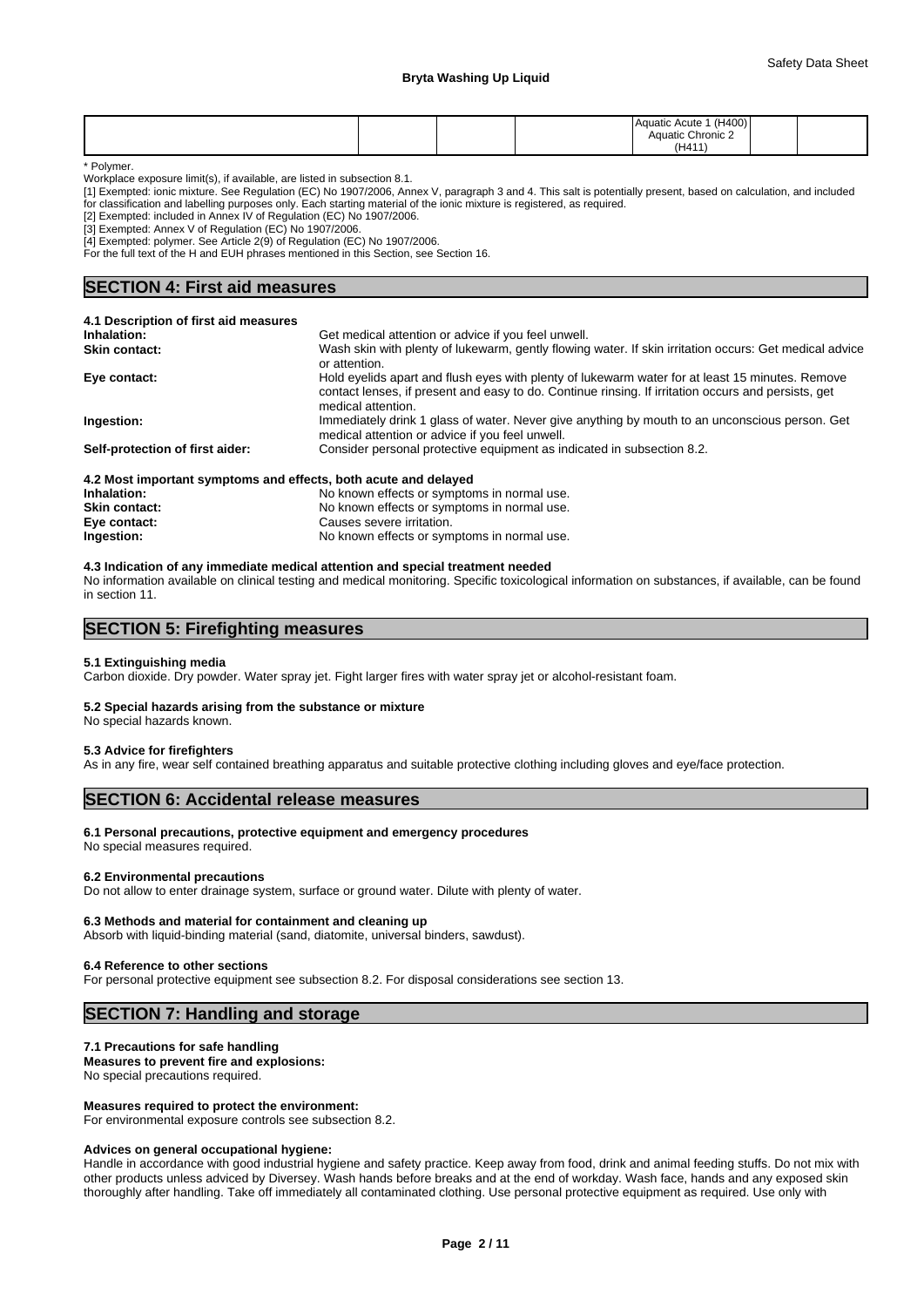| | | | | | | |
|---|---|---|---|---|---|---|
| | | | | Aquatic Acute 1 (H400) Aquatic Chronic 2 (H411) | | |

* Polymer.

Workplace exposure limit(s), if available, are listed in subsection 8.1.

[1] Exempted: ionic mixture. See Regulation (EC) No 1907/2006, Annex V, paragraph 3 and 4. This salt is potentially present, based on calculation, and included for classification and labelling purposes only. Each starting material of the ionic mixture is registered, as required.

[2] Exempted: included in Annex IV of Regulation (EC) No 1907/2006.

[3] Exempted: Annex V of Regulation (EC) No 1907/2006.

[4] Exempted: polymer. See Article 2(9) of Regulation (EC) No 1907/2006.

For the full text of the H and EUH phrases mentioned in this Section, see Section 16.

## SECTION 4: First aid measures

### 4.1 Description of first aid measures

**Inhalation:** Get medical attention or advice if you feel unwell.

**Skin contact:** Wash skin with plenty of lukewarm, gently flowing water. If skin irritation occurs: Get medical advice or attention.

**Eye contact:** Hold eyelids apart and flush eyes with plenty of lukewarm water for at least 15 minutes. Remove contact lenses, if present and easy to do. Continue rinsing. If irritation occurs and persists, get medical attention.

**Ingestion:** Immediately drink 1 glass of water. Never give anything by mouth to an unconscious person. Get medical attention or advice if you feel unwell.

**Self-protection of first aider:** Consider personal protective equipment as indicated in subsection 8.2.

### 4.2 Most important symptoms and effects, both acute and delayed

**Inhalation:** No known effects or symptoms in normal use.

**Skin contact:** No known effects or symptoms in normal use.

**Eye contact:** Causes severe irritation.

**Ingestion:** No known effects or symptoms in normal use.

### 4.3 Indication of any immediate medical attention and special treatment needed

No information available on clinical testing and medical monitoring. Specific toxicological information on substances, if available, can be found in section 11.

## SECTION 5: Firefighting measures

### 5.1 Extinguishing media

Carbon dioxide. Dry powder. Water spray jet. Fight larger fires with water spray jet or alcohol-resistant foam.

### 5.2 Special hazards arising from the substance or mixture

No special hazards known.

### 5.3 Advice for firefighters

As in any fire, wear self contained breathing apparatus and suitable protective clothing including gloves and eye/face protection.

## SECTION 6: Accidental release measures

### 6.1 Personal precautions, protective equipment and emergency procedures

No special measures required.

### 6.2 Environmental precautions

Do not allow to enter drainage system, surface or ground water. Dilute with plenty of water.

### 6.3 Methods and material for containment and cleaning up

Absorb with liquid-binding material (sand, diatomite, universal binders, sawdust).

### 6.4 Reference to other sections

For personal protective equipment see subsection 8.2. For disposal considerations see section 13.

## SECTION 7: Handling and storage

### 7.1 Precautions for safe handling

**Measures to prevent fire and explosions:**

No special precautions required.

**Measures required to protect the environment:**

For environmental exposure controls see subsection 8.2.

**Advices on general occupational hygiene:**

Handle in accordance with good industrial hygiene and safety practice. Keep away from food, drink and animal feeding stuffs. Do not mix with other products unless adviced by Diversey. Wash hands before breaks and at the end of workday. Wash face, hands and any exposed skin thoroughly after handling. Take off immediately all contaminated clothing. Use personal protective equipment as required. Use only with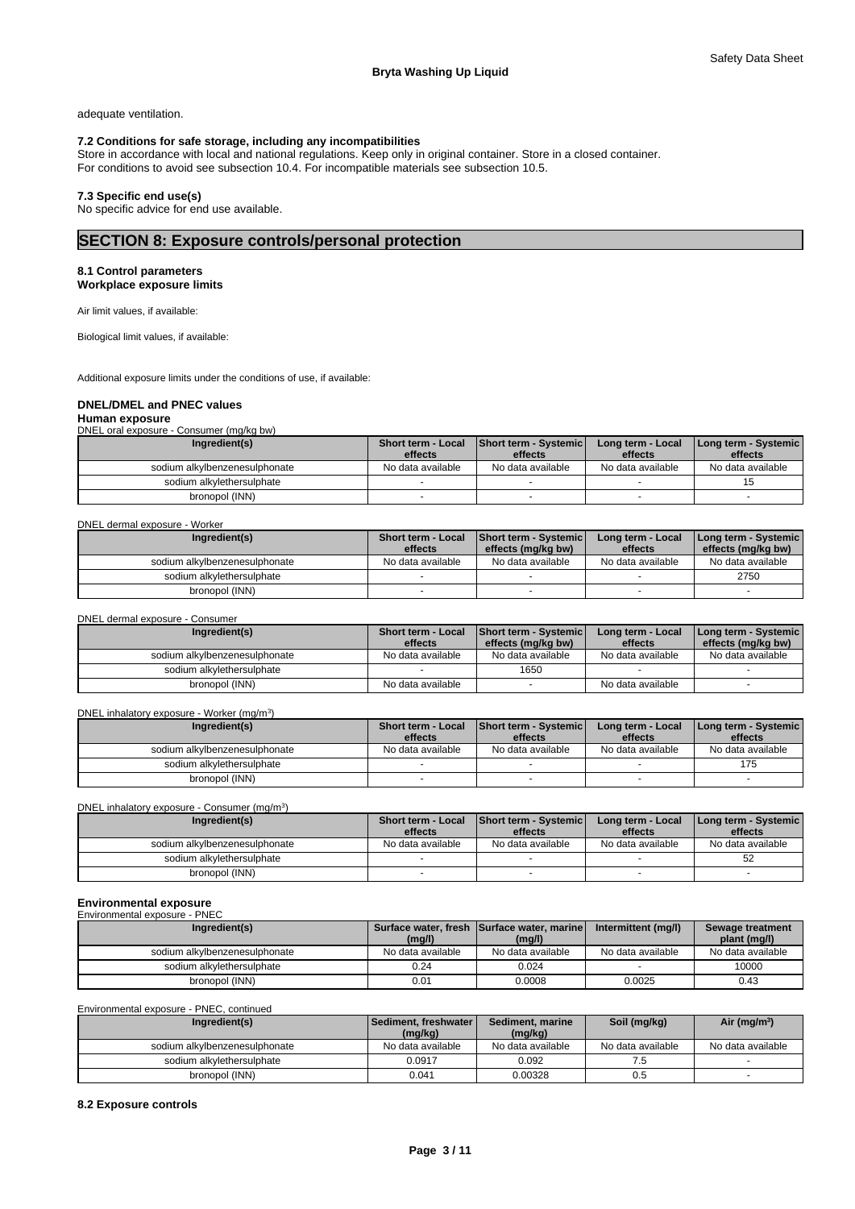adequate ventilation.

### 7.2 Conditions for safe storage, including any incompatibilities

Store in accordance with local and national regulations. Keep only in original container. Store in a closed container.
For conditions to avoid see subsection 10.4. For incompatible materials see subsection 10.5.

### 7.3 Specific end use(s)

No specific advice for end use available.

## SECTION 8: Exposure controls/personal protection

### 8.1 Control parameters

**Workplace exposure limits**

Air limit values, if available:

Biological limit values, if available:

Additional exposure limits under the conditions of use, if available:

**DNEL/DMEL and PNEC values**

**Human exposure**

DNEL oral exposure - Consumer (mg/kg bw)

| Ingredient(s) | Short term - Local effects | Short term - Systemic effects | Long term - Local effects | Long term - Systemic effects |
|---|---|---|---|---|
| sodium alkylbenzenesulphonate | No data available | No data available | No data available | No data available |
| sodium alkylethersulphate | - | - | - | 15 |
| bronopol (INN) | - | - | - | - |

DNEL dermal exposure - Worker

| Ingredient(s) | Short term - Local effects | Short term - Systemic effects (mg/kg bw) | Long term - Local effects | Long term - Systemic effects (mg/kg bw) |
|---|---|---|---|---|
| sodium alkylbenzenesulphonate | No data available | No data available | No data available | No data available |
| sodium alkylethersulphate | - | - | - | 2750 |
| bronopol (INN) | - | - | - | - |

DNEL dermal exposure - Consumer

| Ingredient(s) | Short term - Local effects | Short term - Systemic effects (mg/kg bw) | Long term - Local effects | Long term - Systemic effects (mg/kg bw) |
|---|---|---|---|---|
| sodium alkylbenzenesulphonate | No data available | No data available | No data available | No data available |
| sodium alkylethersulphate | - | 1650 | - | - |
| bronopol (INN) | No data available | - | No data available | - |

DNEL inhalatory exposure - Worker (mg/m$^3$)

| Ingredient(s) | Short term - Local effects | Short term - Systemic effects | Long term - Local effects | Long term - Systemic effects |
|---|---|---|---|---|
| sodium alkylbenzenesulphonate | No data available | No data available | No data available | No data available |
| sodium alkylethersulphate | - | - | - | 175 |
| bronopol (INN) | - | - | - | - |

DNEL inhalatory exposure - Consumer (mg/m$^3$)

| Ingredient(s) | Short term - Local effects | Short term - Systemic effects | Long term - Local effects | Long term - Systemic effects |
|---|---|---|---|---|
| sodium alkylbenzenesulphonate | No data available | No data available | No data available | No data available |
| sodium alkylethersulphate | - | - | - | 52 |
| bronopol (INN) | - | - | - | - |

**Environmental exposure**

Environmental exposure - PNEC

| Ingredient(s) | Surface water, fresh (mg/l) | Surface water, marine (mg/l) | Intermittent (mg/l) | Sewage treatment plant (mg/l) |
|---|---|---|---|---|
| sodium alkylbenzenesulphonate | No data available | No data available | No data available | No data available |
| sodium alkylethersulphate | 0.24 | 0.024 | - | 10000 |
| bronopol (INN) | 0.01 | 0.0008 | 0.0025 | 0.43 |

Environmental exposure - PNEC, continued

| Ingredient(s) | Sediment, freshwater (mg/kg) | Sediment, marine (mg/kg) | Soil (mg/kg) | Air (mg/m$^3$) |
|---|---|---|---|---|
| sodium alkylbenzenesulphonate | No data available | No data available | No data available | No data available |
| sodium alkylethersulphate | 0.0917 | 0.092 | 7.5 | - |
| bronopol (INN) | 0.041 | 0.00328 | 0.5 | - |

### 8.2 Exposure controls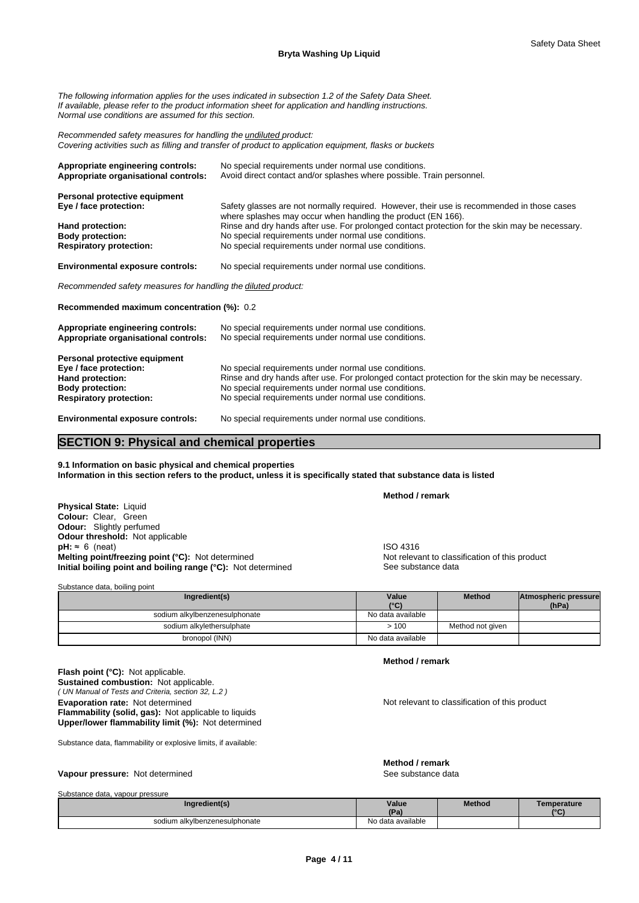*The following information applies for the uses indicated in subsection 1.2 of the Safety Data Sheet.*
*If available, please refer to the product information sheet for application and handling instructions.*
*Normal use conditions are assumed for this section.*

*Recommended safety measures for handling the undiluted product:*
*Covering activities such as filling and transfer of product to application equipment, flasks or buckets*

**Appropriate engineering controls:** No special requirements under normal use conditions.
**Appropriate organisational controls:** Avoid direct contact and/or splashes where possible. Train personnel.

**Personal protective equipment**
**Eye / face protection:** Safety glasses are not normally required. However, their use is recommended in those cases where splashes may occur when handling the product (EN 166).
**Hand protection:** Rinse and dry hands after use. For prolonged contact protection for the skin may be necessary.
**Body protection:** No special requirements under normal use conditions.
**Respiratory protection:** No special requirements under normal use conditions.

**Environmental exposure controls:** No special requirements under normal use conditions.

*Recommended safety measures for handling the diluted product:*

**Recommended maximum concentration (%):** 0.2

**Appropriate engineering controls:** No special requirements under normal use conditions.
**Appropriate organisational controls:** No special requirements under normal use conditions.

**Personal protective equipment**
**Eye / face protection:** No special requirements under normal use conditions.
**Hand protection:** Rinse and dry hands after use. For prolonged contact protection for the skin may be necessary.
**Body protection:** No special requirements under normal use conditions.
**Respiratory protection:** No special requirements under normal use conditions.

**Environmental exposure controls:** No special requirements under normal use conditions.

## SECTION 9: Physical and chemical properties

**9.1 Information on basic physical and chemical properties**
**Information in this section refers to the product, unless it is specifically stated that substance data is listed**

| | **Method / remark** |
|---|---|
| **Physical State:** Liquid | |
| **Colour:** Clear, Green | |
| **Odour:** Slightly perfumed | |
| **Odour threshold:** Not applicable | |
| **pH:** ≈ 6 (neat) | ISO 4316 |
| **Melting point/freezing point (°C):** Not determined | Not relevant to classification of this product |
| **Initial boiling point and boiling range (°C):** Not determined | See substance data |

Substance data, boiling point

| Ingredient(s) | Value (°C) | Method | Atmospheric pressure (hPa) |
|---|---|---|---|
| sodium alkylbenzenesulphonate | No data available | | |
| sodium alkylethersulphate | > 100 | Method not given | |
| bronopol (INN) | No data available | | |

| | **Method / remark** |
|---|---|
| **Flash point (°C):** Not applicable. | |
| **Sustained combustion:** Not applicable. | |
| *( UN Manual of Tests and Criteria, section 32, L.2 )* | |
| **Evaporation rate:** Not determined | Not relevant to classification of this product |
| **Flammability (solid, gas):** Not applicable to liquids | |
| **Upper/lower flammability limit (%):** Not determined | |

Substance data, flammability or explosive limits, if available:

| | **Method / remark** |
|---|---|
| **Vapour pressure:** Not determined | See substance data |

Substance data, vapour pressure

| Ingredient(s) | Value (Pa) | Method | Temperature (°C) |
|---|---|---|---|
| sodium alkylbenzenesulphonate | No data available | | |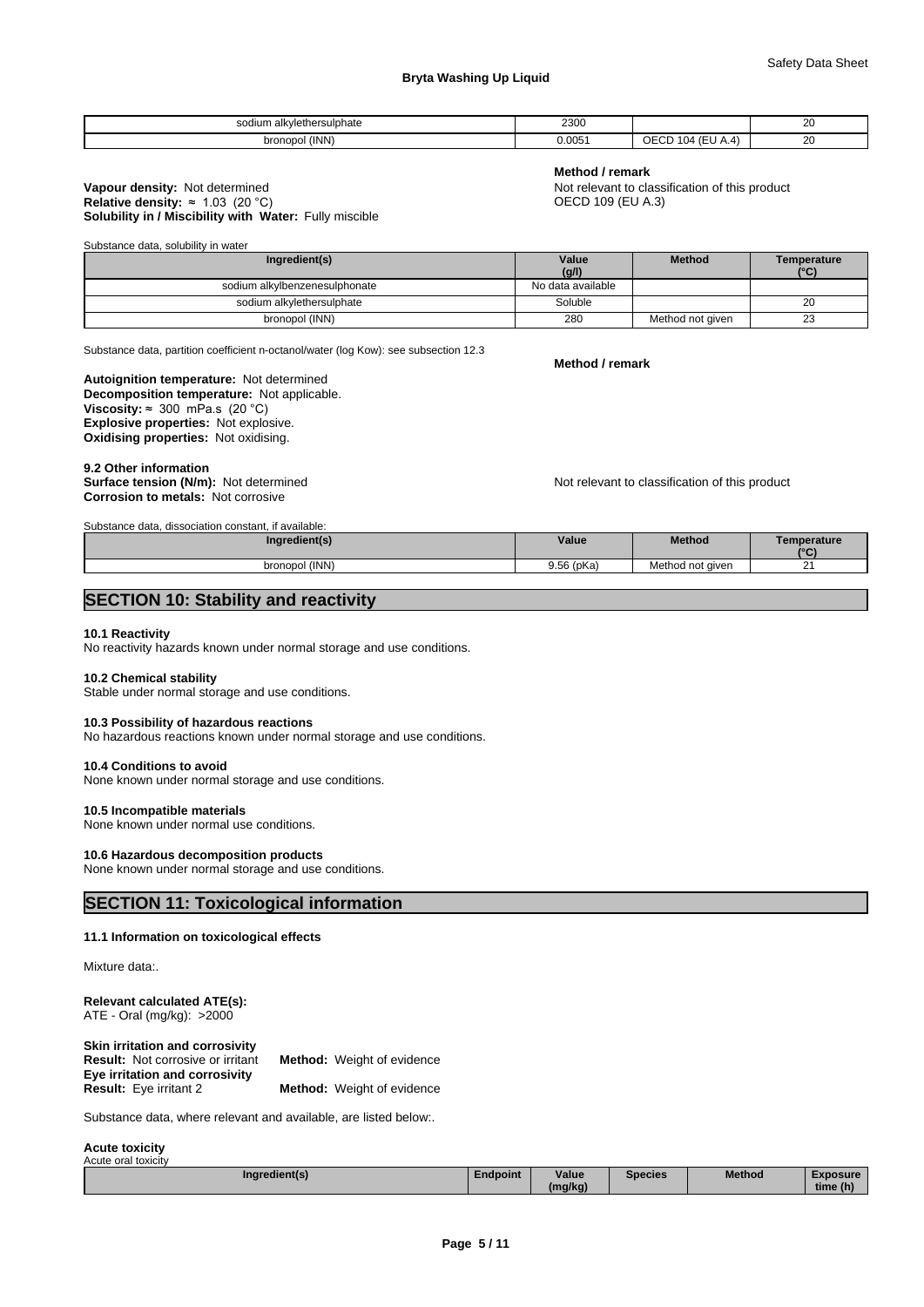| | | | |
|---|---|---|---|
| sodium alkylethersulphate | 2300 | | 20 |
| bronopol (INN) | 0.0051 | OECD 104 (EU A.4) | 20 |

**Method / remark**

**Vapour density:** Not determined — Not relevant to classification of this product
**Relative density:** ≈ 1.03 (20 °C) — OECD 109 (EU A.3)
**Solubility in / Miscibility with Water:** Fully miscible

Substance data, solubility in water

| Ingredient(s) | Value (g/l) | Method | Temperature (°C) |
|---|---|---|---|
| sodium alkylbenzenesulphonate | No data available | | |
| sodium alkylethersulphate | Soluble | | 20 |
| bronopol (INN) | 280 | Method not given | 23 |

Substance data, partition coefficient n-octanol/water (log Kow): see subsection 12.3

**Method / remark**

**Autoignition temperature:** Not determined
**Decomposition temperature:** Not applicable.
**Viscosity:** ≈ 300 mPa.s (20 °C)
**Explosive properties:** Not explosive.
**Oxidising properties:** Not oxidising.

**9.2 Other information**
**Surface tension (N/m):** Not determined — Not relevant to classification of this product
**Corrosion to metals:** Not corrosive

Substance data, dissociation constant, if available:

| Ingredient(s) | Value | Method | Temperature (°C) |
|---|---|---|---|
| bronopol (INN) | 9.56 (pKa) | Method not given | 21 |

## SECTION 10: Stability and reactivity

**10.1 Reactivity**
No reactivity hazards known under normal storage and use conditions.

**10.2 Chemical stability**
Stable under normal storage and use conditions.

**10.3 Possibility of hazardous reactions**
No hazardous reactions known under normal storage and use conditions.

**10.4 Conditions to avoid**
None known under normal storage and use conditions.

**10.5 Incompatible materials**
None known under normal use conditions.

**10.6 Hazardous decomposition products**
None known under normal storage and use conditions.

## SECTION 11: Toxicological information

**11.1 Information on toxicological effects**

Mixture data:.

**Relevant calculated ATE(s):**
ATE - Oral (mg/kg): >2000

**Skin irritation and corrosivity**
**Result:** Not corrosive or irritant — **Method:** Weight of evidence
**Eye irritation and corrosivity**
**Result:** Eye irritant 2 — **Method:** Weight of evidence

Substance data, where relevant and available, are listed below:.

**Acute toxicity**
Acute oral toxicity

| Ingredient(s) | Endpoint | Value (mg/kg) | Species | Method | Exposure time (h) |
|---|---|---|---|---|---|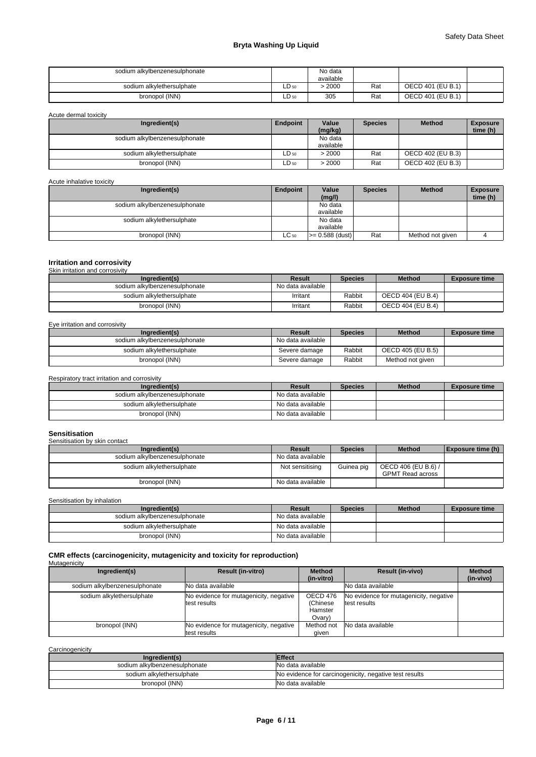| sodium alkylbenzenesulphonate | | No data available | | | |
|---|---|---|---|---|---|
| sodium alkylethersulphate | $LD_{50}$ | > 2000 | Rat | OECD 401 (EU B.1) | |
| bronopol (INN) | $LD_{50}$ | 305 | Rat | OECD 401 (EU B.1) | |

Acute dermal toxicity

| Ingredient(s) | Endpoint | Value (mg/kg) | Species | Method | Exposure time (h) |
|---|---|---|---|---|---|
| sodium alkylbenzenesulphonate | | No data available | | | |
| sodium alkylethersulphate | $LD_{50}$ | > 2000 | Rat | OECD 402 (EU B.3) | |
| bronopol (INN) | $LD_{50}$ | > 2000 | Rat | OECD 402 (EU B.3) | |

Acute inhalative toxicity

| Ingredient(s) | Endpoint | Value (mg/l) | Species | Method | Exposure time (h) |
|---|---|---|---|---|---|
| sodium alkylbenzenesulphonate | | No data available | | | |
| sodium alkylethersulphate | | No data available | | | |
| bronopol (INN) | $LC_{50}$ | >= 0.588 (dust) | Rat | Method not given | 4 |

### Irritation and corrosivity

Skin irritation and corrosivity

| Ingredient(s) | Result | Species | Method | Exposure time |
|---|---|---|---|---|
| sodium alkylbenzenesulphonate | No data available | | | |
| sodium alkylethersulphate | Irritant | Rabbit | OECD 404 (EU B.4) | |
| bronopol (INN) | Irritant | Rabbit | OECD 404 (EU B.4) | |

Eye irritation and corrosivity

| Ingredient(s) | Result | Species | Method | Exposure time |
|---|---|---|---|---|
| sodium alkylbenzenesulphonate | No data available | | | |
| sodium alkylethersulphate | Severe damage | Rabbit | OECD 405 (EU B.5) | |
| bronopol (INN) | Severe damage | Rabbit | Method not given | |

Respiratory tract irritation and corrosivity

| Ingredient(s) | Result | Species | Method | Exposure time |
|---|---|---|---|---|
| sodium alkylbenzenesulphonate | No data available | | | |
| sodium alkylethersulphate | No data available | | | |
| bronopol (INN) | No data available | | | |

### Sensitisation

Sensitisation by skin contact

| Ingredient(s) | Result | Species | Method | Exposure time (h) |
|---|---|---|---|---|
| sodium alkylbenzenesulphonate | No data available | | | |
| sodium alkylethersulphate | Not sensitising | Guinea pig | OECD 406 (EU B.6) / GPMT Read across | |
| bronopol (INN) | No data available | | | |

Sensitisation by inhalation

| Ingredient(s) | Result | Species | Method | Exposure time |
|---|---|---|---|---|
| sodium alkylbenzenesulphonate | No data available | | | |
| sodium alkylethersulphate | No data available | | | |
| bronopol (INN) | No data available | | | |

### CMR effects (carcinogenicity, mutagenicity and toxicity for reproduction)

Mutagenicity

| Ingredient(s) | Result (in-vitro) | Method (in-vitro) | Result (in-vivo) | Method (in-vivo) |
|---|---|---|---|---|
| sodium alkylbenzenesulphonate | No data available | | No data available | |
| sodium alkylethersulphate | No evidence for mutagenicity, negative test results | OECD 476 (Chinese Hamster Ovary) | No evidence for mutagenicity, negative test results | |
| bronopol (INN) | No evidence for mutagenicity, negative test results | Method not given | No data available | |

Carcinogenicity

| Ingredient(s) | Effect |
|---|---|
| sodium alkylbenzenesulphonate | No data available |
| sodium alkylethersulphate | No evidence for carcinogenicity, negative test results |
| bronopol (INN) | No data available |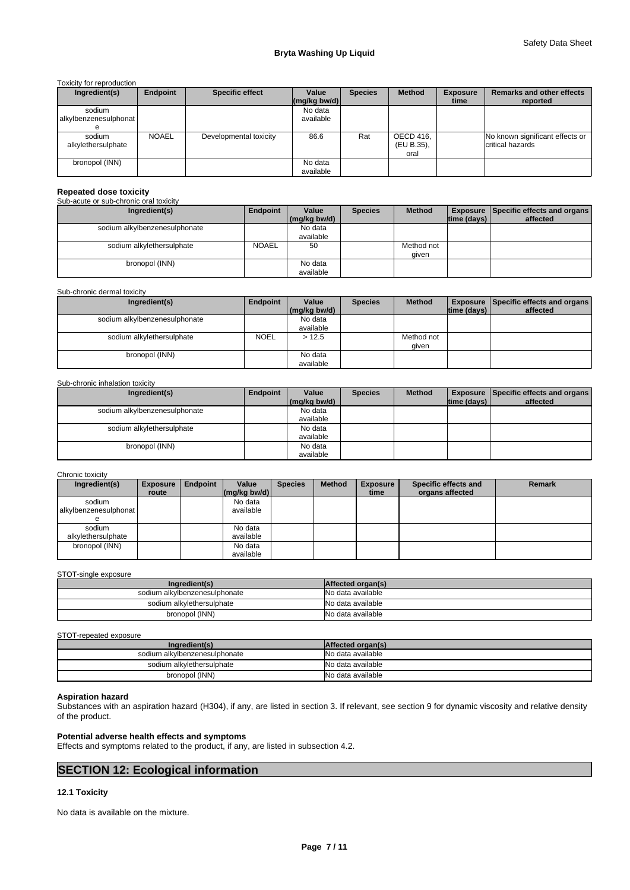Toxicity for reproduction

| Ingredient(s) | Endpoint | Specific effect | Value (mg/kg bw/d) | Species | Method | Exposure time | Remarks and other effects reported |
|---|---|---|---|---|---|---|---|
| sodium alkylbenzenesulphonate | | | No data available | | | | |
| sodium alkylethersulphate | NOAEL | Developmental toxicity | 86.6 | Rat | OECD 416, (EU B.35), oral | | No known significant effects or critical hazards |
| bronopol (INN) | | | No data available | | | | |

**Repeated dose toxicity**

Sub-acute or sub-chronic oral toxicity

| Ingredient(s) | Endpoint | Value (mg/kg bw/d) | Species | Method | Exposure time (days) | Specific effects and organs affected |
|---|---|---|---|---|---|---|
| sodium alkylbenzenesulphonate | | No data available | | | | |
| sodium alkylethersulphate | NOAEL | 50 | | Method not given | | |
| bronopol (INN) | | No data available | | | | |

Sub-chronic dermal toxicity

| Ingredient(s) | Endpoint | Value (mg/kg bw/d) | Species | Method | Exposure time (days) | Specific effects and organs affected |
|---|---|---|---|---|---|---|
| sodium alkylbenzenesulphonate | | No data available | | | | |
| sodium alkylethersulphate | NOEL | > 12.5 | | Method not given | | |
| bronopol (INN) | | No data available | | | | |

Sub-chronic inhalation toxicity

| Ingredient(s) | Endpoint | Value (mg/kg bw/d) | Species | Method | Exposure time (days) | Specific effects and organs affected |
|---|---|---|---|---|---|---|
| sodium alkylbenzenesulphonate | | No data available | | | | |
| sodium alkylethersulphate | | No data available | | | | |
| bronopol (INN) | | No data available | | | | |

Chronic toxicity

| Ingredient(s) | Exposure route | Endpoint | Value (mg/kg bw/d) | Species | Method | Exposure time | Specific effects and organs affected | Remark |
|---|---|---|---|---|---|---|---|---|
| sodium alkylbenzenesulphonate | | | No data available | | | | | |
| sodium alkylethersulphate | | | No data available | | | | | |
| bronopol (INN) | | | No data available | | | | | |

STOT-single exposure

| Ingredient(s) | Affected organ(s) |
|---|---|
| sodium alkylbenzenesulphonate | No data available |
| sodium alkylethersulphate | No data available |
| bronopol (INN) | No data available |

STOT-repeated exposure

| Ingredient(s) | Affected organ(s) |
|---|---|
| sodium alkylbenzenesulphonate | No data available |
| sodium alkylethersulphate | No data available |
| bronopol (INN) | No data available |

**Aspiration hazard**

Substances with an aspiration hazard (H304), if any, are listed in section 3. If relevant, see section 9 for dynamic viscosity and relative density of the product.

**Potential adverse health effects and symptoms**

Effects and symptoms related to the product, if any, are listed in subsection 4.2.

## SECTION 12: Ecological information

**12.1 Toxicity**

No data is available on the mixture.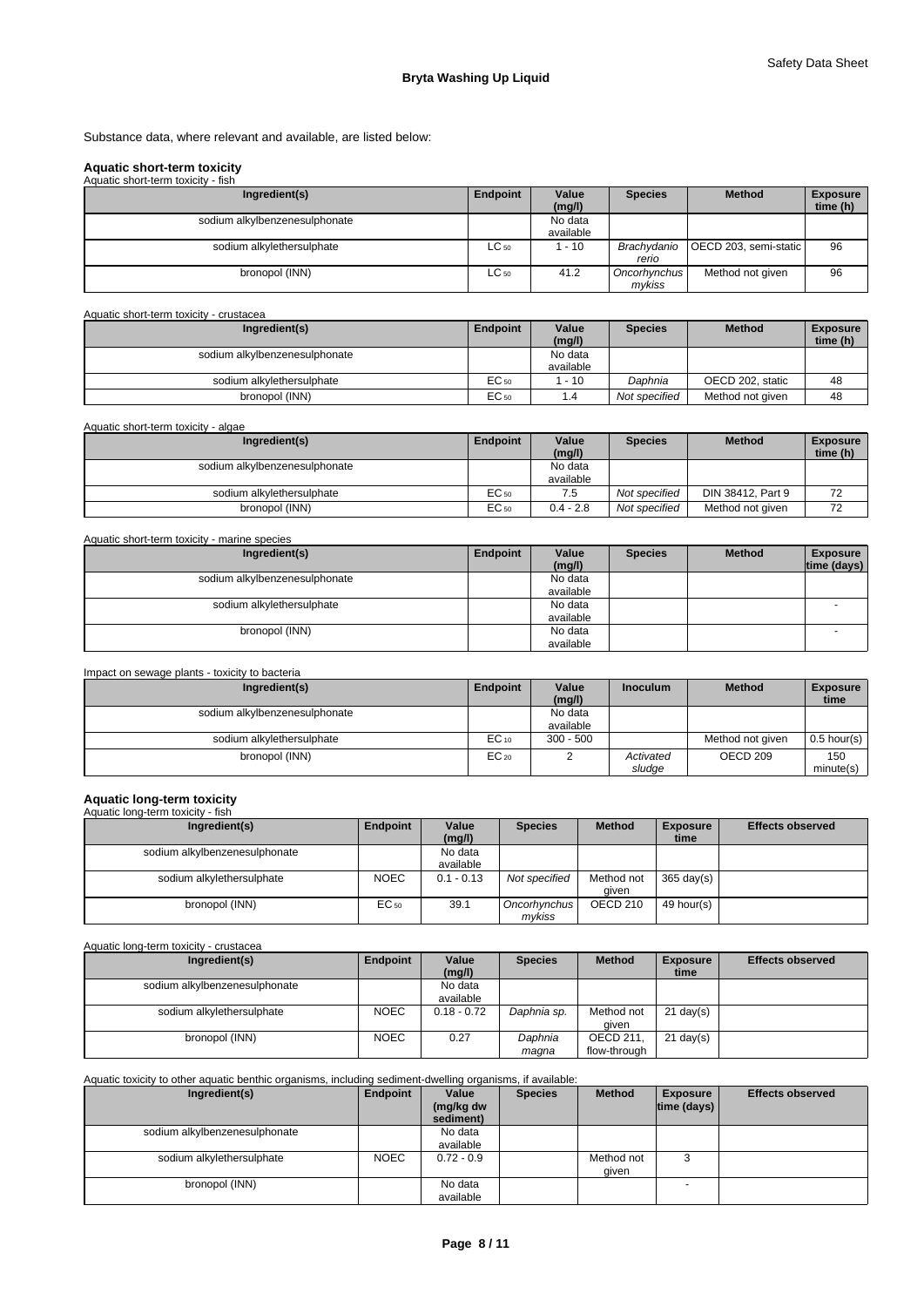Substance data, where relevant and available, are listed below:

**Aquatic short-term toxicity**

Aquatic short-term toxicity - fish

| Ingredient(s) | Endpoint | Value (mg/l) | Species | Method | Exposure time (h) |
|---|---|---|---|---|---|
| sodium alkylbenzenesulphonate | | No data available | | | |
| sodium alkylethersulphate | $LC_{50}$ | 1 - 10 | *Brachydanio rerio* | OECD 203, semi-static | 96 |
| bronopol (INN) | $LC_{50}$ | 41.2 | *Oncorhynchus mykiss* | Method not given | 96 |

Aquatic short-term toxicity - crustacea

| Ingredient(s) | Endpoint | Value (mg/l) | Species | Method | Exposure time (h) |
|---|---|---|---|---|---|
| sodium alkylbenzenesulphonate | | No data available | | | |
| sodium alkylethersulphate | $EC_{50}$ | 1 - 10 | *Daphnia* | OECD 202, static | 48 |
| bronopol (INN) | $EC_{50}$ | 1.4 | *Not specified* | Method not given | 48 |

Aquatic short-term toxicity - algae

| Ingredient(s) | Endpoint | Value (mg/l) | Species | Method | Exposure time (h) |
|---|---|---|---|---|---|
| sodium alkylbenzenesulphonate | | No data available | | | |
| sodium alkylethersulphate | $EC_{50}$ | 7.5 | *Not specified* | DIN 38412, Part 9 | 72 |
| bronopol (INN) | $EC_{50}$ | 0.4 - 2.8 | *Not specified* | Method not given | 72 |

Aquatic short-term toxicity - marine species

| Ingredient(s) | Endpoint | Value (mg/l) | Species | Method | Exposure time (days) |
|---|---|---|---|---|---|
| sodium alkylbenzenesulphonate | | No data available | | | |
| sodium alkylethersulphate | | No data available | | | - |
| bronopol (INN) | | No data available | | | - |

Impact on sewage plants - toxicity to bacteria

| Ingredient(s) | Endpoint | Value (mg/l) | Inoculum | Method | Exposure time |
|---|---|---|---|---|---|
| sodium alkylbenzenesulphonate | | No data available | | | |
| sodium alkylethersulphate | $EC_{10}$ | 300 - 500 | | Method not given | 0.5 hour(s) |
| bronopol (INN) | $EC_{20}$ | 2 | *Activated sludge* | OECD 209 | 150 minute(s) |

**Aquatic long-term toxicity**

Aquatic long-term toxicity - fish

| Ingredient(s) | Endpoint | Value (mg/l) | Species | Method | Exposure time | Effects observed |
|---|---|---|---|---|---|---|
| sodium alkylbenzenesulphonate | | No data available | | | | |
| sodium alkylethersulphate | NOEC | 0.1 - 0.13 | *Not specified* | Method not given | 365 day(s) | |
| bronopol (INN) | $EC_{50}$ | 39.1 | *Oncorhynchus mykiss* | OECD 210 | 49 hour(s) | |

Aquatic long-term toxicity - crustacea

| Ingredient(s) | Endpoint | Value (mg/l) | Species | Method | Exposure time | Effects observed |
|---|---|---|---|---|---|---|
| sodium alkylbenzenesulphonate | | No data available | | | | |
| sodium alkylethersulphate | NOEC | 0.18 - 0.72 | *Daphnia sp.* | Method not given | 21 day(s) | |
| bronopol (INN) | NOEC | 0.27 | *Daphnia magna* | OECD 211, flow-through | 21 day(s) | |

Aquatic toxicity to other aquatic benthic organisms, including sediment-dwelling organisms, if available:

| Ingredient(s) | Endpoint | Value (mg/kg dw sediment) | Species | Method | Exposure time (days) | Effects observed |
|---|---|---|---|---|---|---|
| sodium alkylbenzenesulphonate | | No data available | | | | |
| sodium alkylethersulphate | NOEC | 0.72 - 0.9 | | Method not given | 3 | |
| bronopol (INN) | | No data available | | | - | |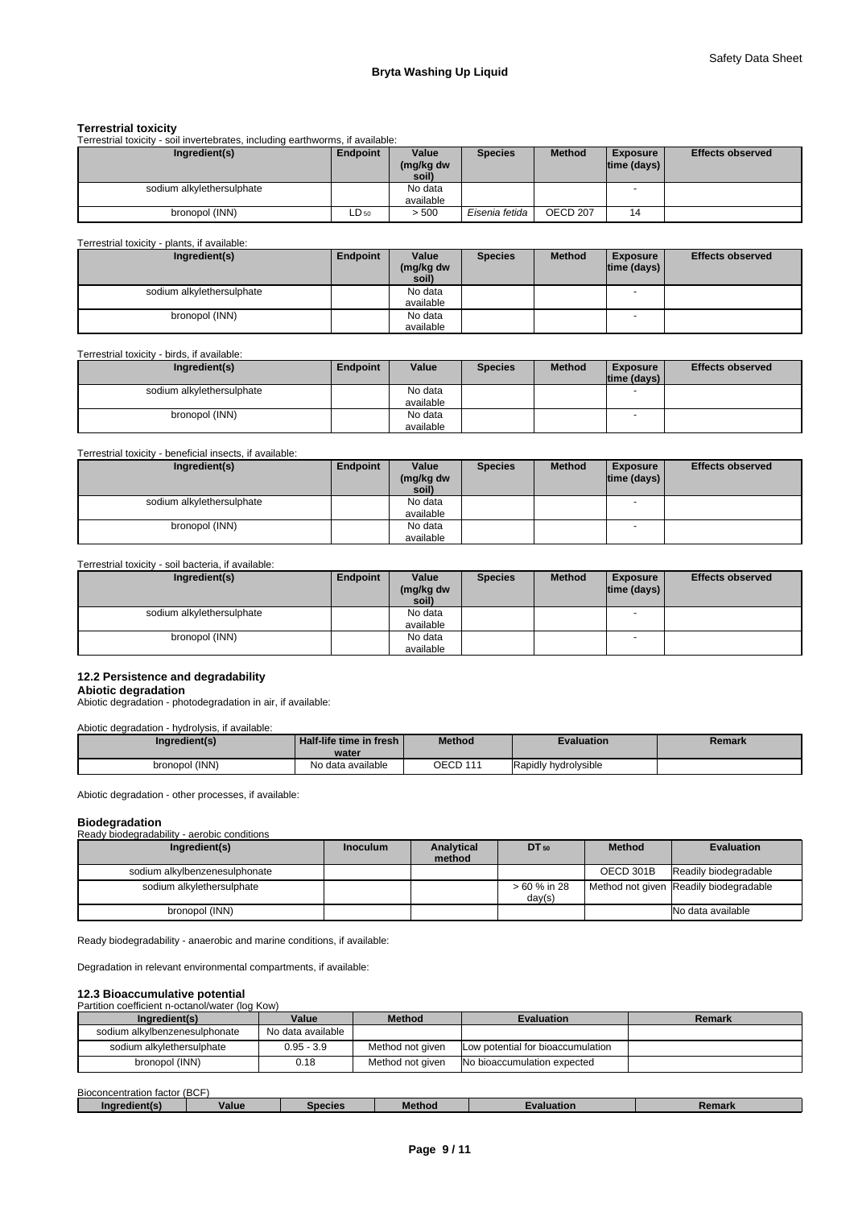### Terrestrial toxicity

Terrestrial toxicity - soil invertebrates, including earthworms, if available:

| Ingredient(s) | Endpoint | Value (mg/kg dw soil) | Species | Method | Exposure time (days) | Effects observed |
|---|---|---|---|---|---|---|
| sodium alkylethersulphate | | No data available | | | - | |
| bronopol (INN) | $LD_{50}$ | > 500 | *Eisenia fetida* | OECD 207 | 14 | |

Terrestrial toxicity - plants, if available:

| Ingredient(s) | Endpoint | Value (mg/kg dw soil) | Species | Method | Exposure time (days) | Effects observed |
|---|---|---|---|---|---|---|
| sodium alkylethersulphate | | No data available | | | - | |
| bronopol (INN) | | No data available | | | - | |

Terrestrial toxicity - birds, if available:

| Ingredient(s) | Endpoint | Value | Species | Method | Exposure time (days) | Effects observed |
|---|---|---|---|---|---|---|
| sodium alkylethersulphate | | No data available | | | - | |
| bronopol (INN) | | No data available | | | - | |

Terrestrial toxicity - beneficial insects, if available:

| Ingredient(s) | Endpoint | Value (mg/kg dw soil) | Species | Method | Exposure time (days) | Effects observed |
|---|---|---|---|---|---|---|
| sodium alkylethersulphate | | No data available | | | - | |
| bronopol (INN) | | No data available | | | - | |

Terrestrial toxicity - soil bacteria, if available:

| Ingredient(s) | Endpoint | Value (mg/kg dw soil) | Species | Method | Exposure time (days) | Effects observed |
|---|---|---|---|---|---|---|
| sodium alkylethersulphate | | No data available | | | - | |
| bronopol (INN) | | No data available | | | - | |

### 12.2 Persistence and degradability

**Abiotic degradation**

Abiotic degradation - photodegradation in air, if available:

Abiotic degradation - hydrolysis, if available:

| Ingredient(s) | Half-life time in fresh water | Method | Evaluation | Remark |
|---|---|---|---|---|
| bronopol (INN) | No data available | OECD 111 | Rapidly hydrolysible | |

Abiotic degradation - other processes, if available:

**Biodegradation**

Ready biodegradability - aerobic conditions

| Ingredient(s) | Inoculum | Analytical method | $DT_{50}$ | Method | Evaluation |
|---|---|---|---|---|---|
| sodium alkylbenzenesulphonate | | | | OECD 301B | Readily biodegradable |
| sodium alkylethersulphate | | | > 60 % in 28 day(s) | Method not given | Readily biodegradable |
| bronopol (INN) | | | | | No data available |

Ready biodegradability - anaerobic and marine conditions, if available:

Degradation in relevant environmental compartments, if available:

### 12.3 Bioaccumulative potential

Partition coefficient n-octanol/water (log Kow)

| Ingredient(s) | Value | Method | Evaluation | Remark |
|---|---|---|---|---|
| sodium alkylbenzenesulphonate | No data available | | | |
| sodium alkylethersulphate | 0.95 - 3.9 | Method not given | Low potential for bioaccumulation | |
| bronopol (INN) | 0.18 | Method not given | No bioaccumulation expected | |

Bioconcentration factor (BCF)

| Ingredient(s) | Value | Species | Method | Evaluation | Remark |
|---|---|---|---|---|---|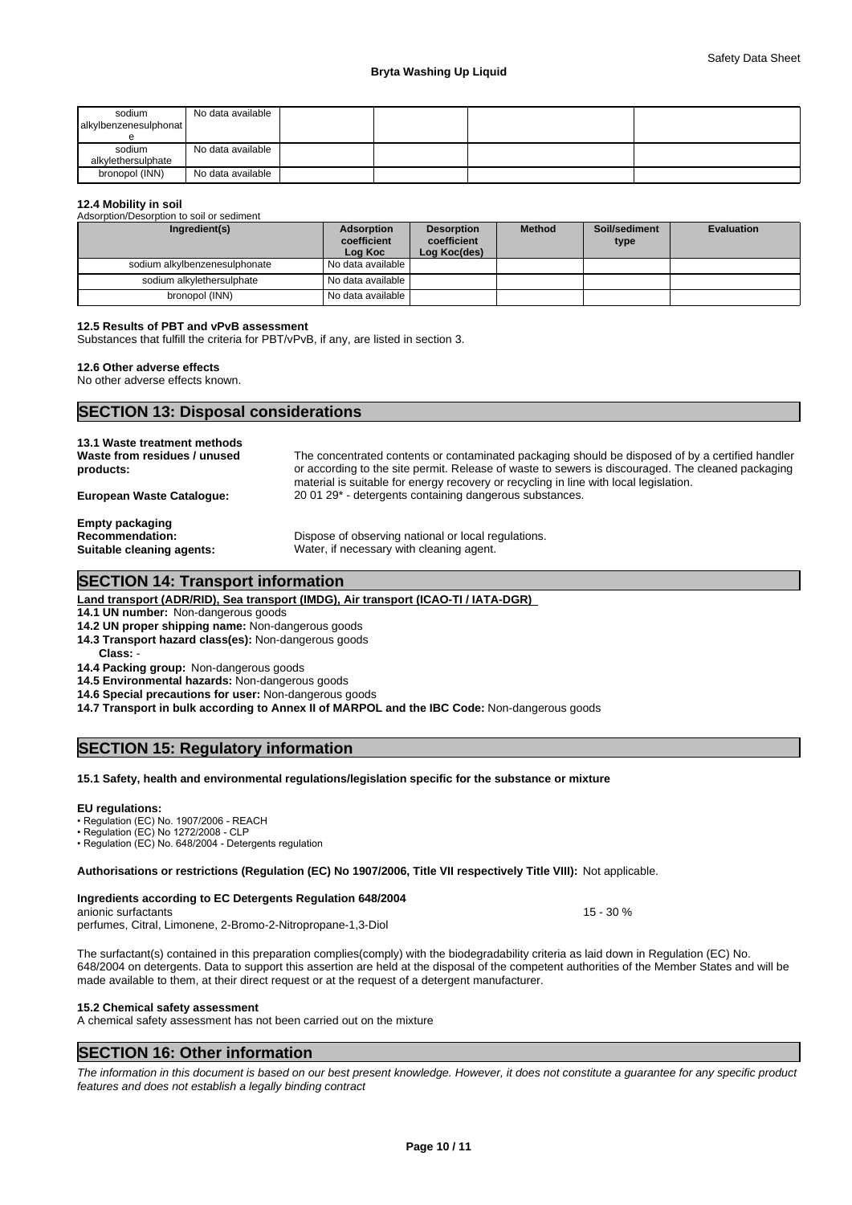| sodium alkylbenzenesulphonate | No data available | | | | |
|---|---|---|---|---|---|
| sodium alkylethersulphate | No data available | | | | |
| bronopol (INN) | No data available | | | | |

**12.4 Mobility in soil**

Adsorption/Desorption to soil or sediment

| Ingredient(s) | Adsorption coefficient Log Koc | Desorption coefficient Log Koc(des) | Method | Soil/sediment type | Evaluation |
|---|---|---|---|---|---|
| sodium alkylbenzenesulphonate | No data available | | | | |
| sodium alkylethersulphate | No data available | | | | |
| bronopol (INN) | No data available | | | | |

**12.5 Results of PBT and vPvB assessment**

Substances that fulfill the criteria for PBT/vPvB, if any, are listed in section 3.

**12.6 Other adverse effects**

No other adverse effects known.

## SECTION 13: Disposal considerations

**13.1 Waste treatment methods**

**Waste from residues / unused products:** The concentrated contents or contaminated packaging should be disposed of by a certified handler or according to the site permit. Release of waste to sewers is discouraged. The cleaned packaging material is suitable for energy recovery or recycling in line with local legislation.

**European Waste Catalogue:** 20 01 29* - detergents containing dangerous substances.

**Empty packaging**

**Recommendation:** Dispose of observing national or local regulations.

**Suitable cleaning agents:** Water, if necessary with cleaning agent.

## SECTION 14: Transport information

**Land transport (ADR/RID), Sea transport (IMDG), Air transport (ICAO-TI / IATA-DGR)**

**14.1 UN number:** Non-dangerous goods

**14.2 UN proper shipping name:** Non-dangerous goods

**14.3 Transport hazard class(es):** Non-dangerous goods

**Class:** -

**14.4 Packing group:** Non-dangerous goods

**14.5 Environmental hazards:** Non-dangerous goods

**14.6 Special precautions for user:** Non-dangerous goods

**14.7 Transport in bulk according to Annex II of MARPOL and the IBC Code:** Non-dangerous goods

## SECTION 15: Regulatory information

**15.1 Safety, health and environmental regulations/legislation specific for the substance or mixture**

**EU regulations:**

- Regulation (EC) No. 1907/2006 - REACH
- Regulation (EC) No 1272/2008 - CLP
- Regulation (EC) No. 648/2004 - Detergents regulation

**Authorisations or restrictions (Regulation (EC) No 1907/2006, Title VII respectively Title VIII):** Not applicable.

**Ingredients according to EC Detergents Regulation 648/2004**

anionic surfactants 15 - 30 %

perfumes, Citral, Limonene, 2-Bromo-2-Nitropropane-1,3-Diol

The surfactant(s) contained in this preparation complies(comply) with the biodegradability criteria as laid down in Regulation (EC) No. 648/2004 on detergents. Data to support this assertion are held at the disposal of the competent authorities of the Member States and will be made available to them, at their direct request or at the request of a detergent manufacturer.

**15.2 Chemical safety assessment**

A chemical safety assessment has not been carried out on the mixture

## SECTION 16: Other information

*The information in this document is based on our best present knowledge. However, it does not constitute a guarantee for any specific product features and does not establish a legally binding contract*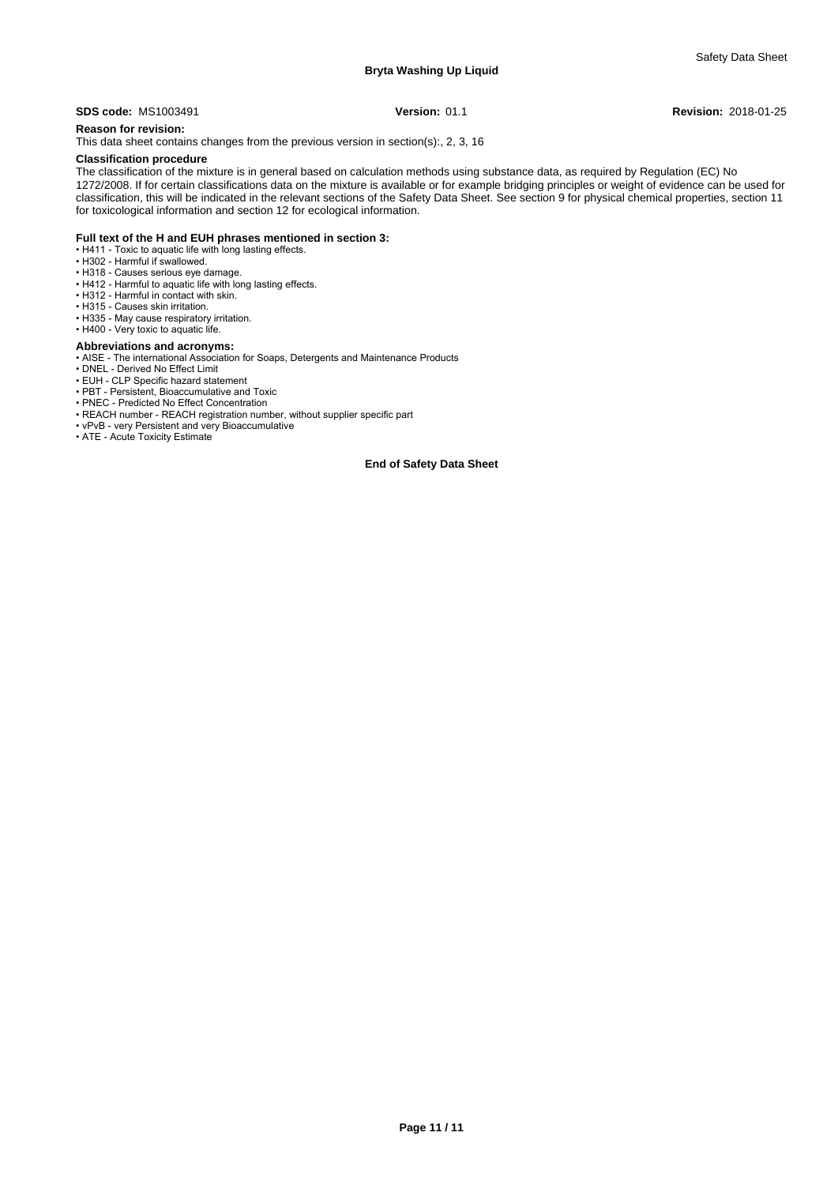**SDS code:** MS1003491 **Version:** 01.1 **Revision:** 2018-01-25

**Reason for revision:**

This data sheet contains changes from the previous version in section(s):, 2, 3, 16

**Classification procedure**

The classification of the mixture is in general based on calculation methods using substance data, as required by Regulation (EC) No 1272/2008. If for certain classifications data on the mixture is available or for example bridging principles or weight of evidence can be used for classification, this will be indicated in the relevant sections of the Safety Data Sheet. See section 9 for physical chemical properties, section 11 for toxicological information and section 12 for ecological information.

**Full text of the H and EUH phrases mentioned in section 3:**

- H411 - Toxic to aquatic life with long lasting effects.
- H302 - Harmful if swallowed.
- H318 - Causes serious eye damage.
- H412 - Harmful to aquatic life with long lasting effects.
- H312 - Harmful in contact with skin.
- H315 - Causes skin irritation.
- H335 - May cause respiratory irritation.
- H400 - Very toxic to aquatic life.

**Abbreviations and acronyms:**

- AISE - The international Association for Soaps, Detergents and Maintenance Products
- DNEL - Derived No Effect Limit
- EUH - CLP Specific hazard statement
- PBT - Persistent, Bioaccumulative and Toxic
- PNEC - Predicted No Effect Concentration
- REACH number - REACH registration number, without supplier specific part
- vPvB - very Persistent and very Bioaccumulative
- ATE - Acute Toxicity Estimate

**End of Safety Data Sheet**